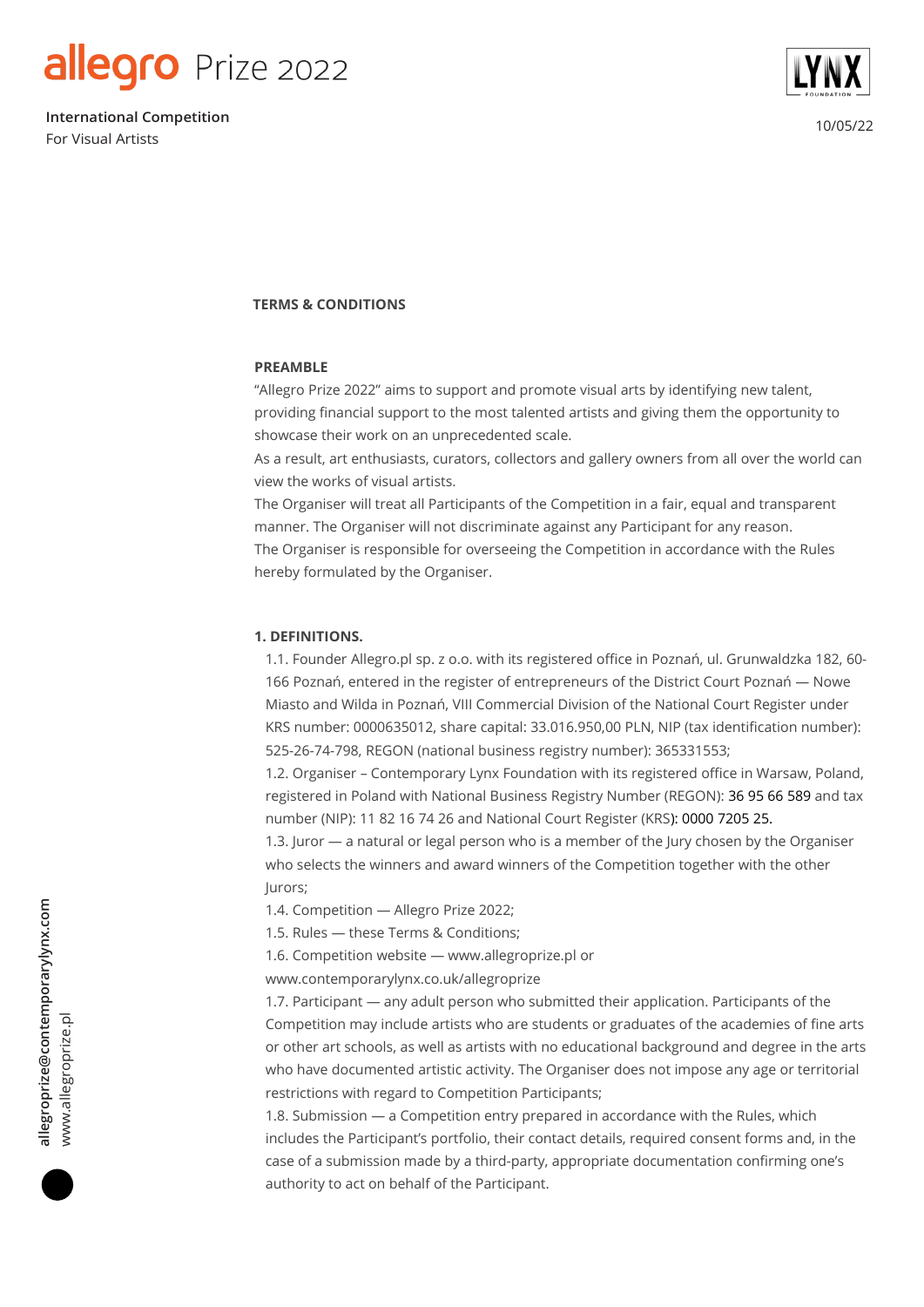# allegro Prize 2022

**International Competition**
For Visual Artists

10/05/22

## TERMS & CONDITIONS

### PREAMBLE

"Allegro Prize 2022" aims to support and promote visual arts by identifying new talent, providing financial support to the most talented artists and giving them the opportunity to showcase their work on an unprecedented scale.

As a result, art enthusiasts, curators, collectors and gallery owners from all over the world can view the works of visual artists.

The Organiser will treat all Participants of the Competition in a fair, equal and transparent manner. The Organiser will not discriminate against any Participant for any reason.

The Organiser is responsible for overseeing the Competition in accordance with the Rules hereby formulated by the Organiser.

### 1. DEFINITIONS.

1.1. Founder Allegro.pl sp. z o.o. with its registered office in Poznań, ul. Grunwaldzka 182, 60-166 Poznań, entered in the register of entrepreneurs of the District Court Poznań — Nowe Miasto and Wilda in Poznań, VIII Commercial Division of the National Court Register under KRS number: 0000635012, share capital: 33.016.950,00 PLN, NIP (tax identification number): 525-26-74-798, REGON (national business registry number): 365331553;

1.2. Organiser – Contemporary Lynx Foundation with its registered office in Warsaw, Poland, registered in Poland with National Business Registry Number (REGON): 36 95 66 589 and tax number (NIP): 11 82 16 74 26 and National Court Register (KRS): 0000 7205 25.

1.3. Juror — a natural or legal person who is a member of the Jury chosen by the Organiser who selects the winners and award winners of the Competition together with the other Jurors;

1.4. Competition — Allegro Prize 2022;

1.5. Rules — these Terms & Conditions;

1.6. Competition website — www.allegroprize.pl or www.contemporarylynx.co.uk/allegroprize

1.7. Participant — any adult person who submitted their application. Participants of the Competition may include artists who are students or graduates of the academies of fine arts or other art schools, as well as artists with no educational background and degree in the arts who have documented artistic activity. The Organiser does not impose any age or territorial restrictions with regard to Competition Participants;

1.8. Submission — a Competition entry prepared in accordance with the Rules, which includes the Participant's portfolio, their contact details, required consent forms and, in the case of a submission made by a third-party, appropriate documentation confirming one's authority to act on behalf of the Participant.

allegroprize@contemporarylynx.com
www.allegroprize.pl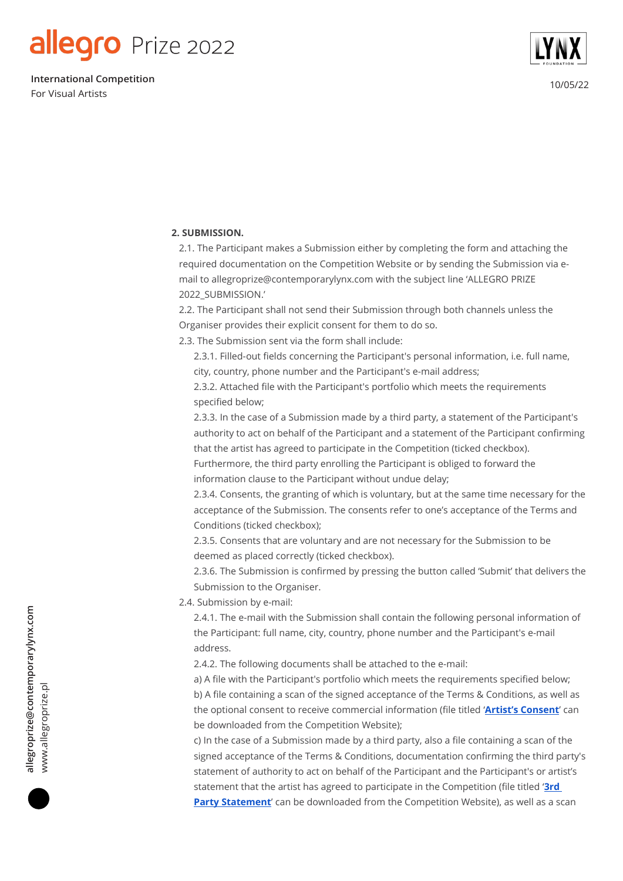**2. SUBMISSION.**

2.1. The Participant makes a Submission either by completing the form and attaching the required documentation on the Competition Website or by sending the Submission via e-mail to allegroprize@contemporarylynx.com with the subject line 'ALLEGRO PRIZE 2022_SUBMISSION.'

2.2. The Participant shall not send their Submission through both channels unless the Organiser provides their explicit consent for them to do so.

2.3. The Submission sent via the form shall include:

2.3.1. Filled-out fields concerning the Participant's personal information, i.e. full name, city, country, phone number and the Participant's e-mail address;

2.3.2. Attached file with the Participant's portfolio which meets the requirements specified below;

2.3.3. In the case of a Submission made by a third party, a statement of the Participant's authority to act on behalf of the Participant and a statement of the Participant confirming that the artist has agreed to participate in the Competition (ticked checkbox). Furthermore, the third party enrolling the Participant is obliged to forward the information clause to the Participant without undue delay;

2.3.4. Consents, the granting of which is voluntary, but at the same time necessary for the acceptance of the Submission. The consents refer to one's acceptance of the Terms and Conditions (ticked checkbox);

2.3.5. Consents that are voluntary and are not necessary for the Submission to be deemed as placed correctly (ticked checkbox).

2.3.6. The Submission is confirmed by pressing the button called 'Submit' that delivers the Submission to the Organiser.

2.4. Submission by e-mail:

2.4.1. The e-mail with the Submission shall contain the following personal information of the Participant: full name, city, country, phone number and the Participant's e-mail address.

2.4.2. The following documents shall be attached to the e-mail:

a) A file with the Participant's portfolio which meets the requirements specified below;

b) A file containing a scan of the signed acceptance of the Terms & Conditions, as well as the optional consent to receive commercial information (file titled '**Artist's Consent**' can be downloaded from the Competition Website);

c) In the case of a Submission made by a third party, also a file containing a scan of the signed acceptance of the Terms & Conditions, documentation confirming the third party's statement of authority to act on behalf of the Participant and the Participant's or artist's statement that the artist has agreed to participate in the Competition (file titled '**3rd Party Statement**' can be downloaded from the Competition Website), as well as a scan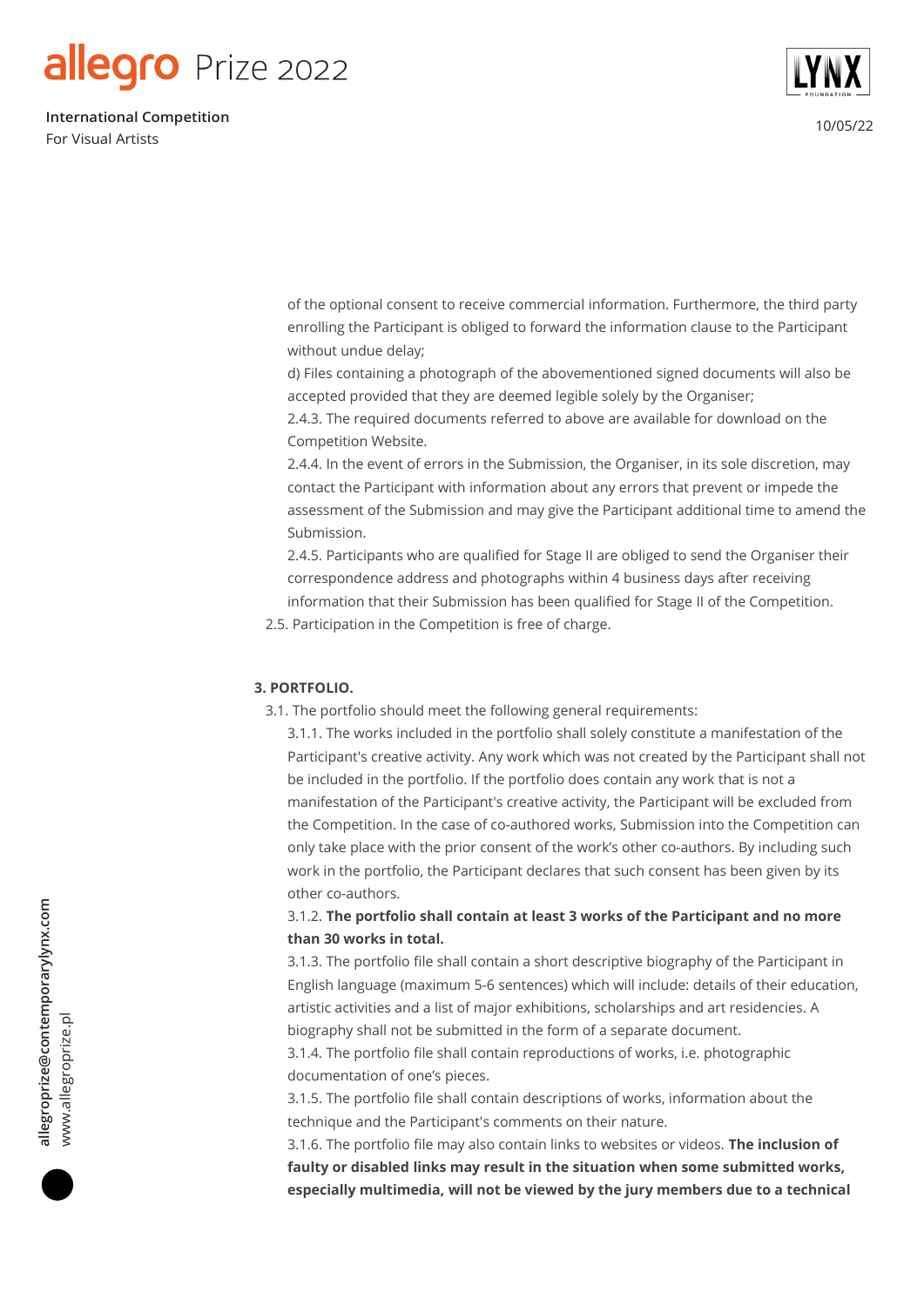of the optional consent to receive commercial information. Furthermore, the third party enrolling the Participant is obliged to forward the information clause to the Participant without undue delay;

d) Files containing a photograph of the abovementioned signed documents will also be accepted provided that they are deemed legible solely by the Organiser;

2.4.3. The required documents referred to above are available for download on the Competition Website.

2.4.4. In the event of errors in the Submission, the Organiser, in its sole discretion, may contact the Participant with information about any errors that prevent or impede the assessment of the Submission and may give the Participant additional time to amend the Submission.

2.4.5. Participants who are qualified for Stage II are obliged to send the Organiser their correspondence address and photographs within 4 business days after receiving information that their Submission has been qualified for Stage II of the Competition.

2.5. Participation in the Competition is free of charge.

**3. PORTFOLIO.**

3.1. The portfolio should meet the following general requirements:

3.1.1. The works included in the portfolio shall solely constitute a manifestation of the Participant's creative activity. Any work which was not created by the Participant shall not be included in the portfolio. If the portfolio does contain any work that is not a manifestation of the Participant's creative activity, the Participant will be excluded from the Competition. In the case of co-authored works, Submission into the Competition can only take place with the prior consent of the work's other co-authors. By including such work in the portfolio, the Participant declares that such consent has been given by its other co-authors.

3.1.2. **The portfolio shall contain at least 3 works of the Participant and no more than 30 works in total.**

3.1.3. The portfolio file shall contain a short descriptive biography of the Participant in English language (maximum 5-6 sentences) which will include: details of their education, artistic activities and a list of major exhibitions, scholarships and art residencies. A biography shall not be submitted in the form of a separate document.

3.1.4. The portfolio file shall contain reproductions of works, i.e. photographic documentation of one's pieces.

3.1.5. The portfolio file shall contain descriptions of works, information about the technique and the Participant's comments on their nature.

3.1.6. The portfolio file may also contain links to websites or videos. **The inclusion of faulty or disabled links may result in the situation when some submitted works, especially multimedia, will not be viewed by the jury members due to a technical**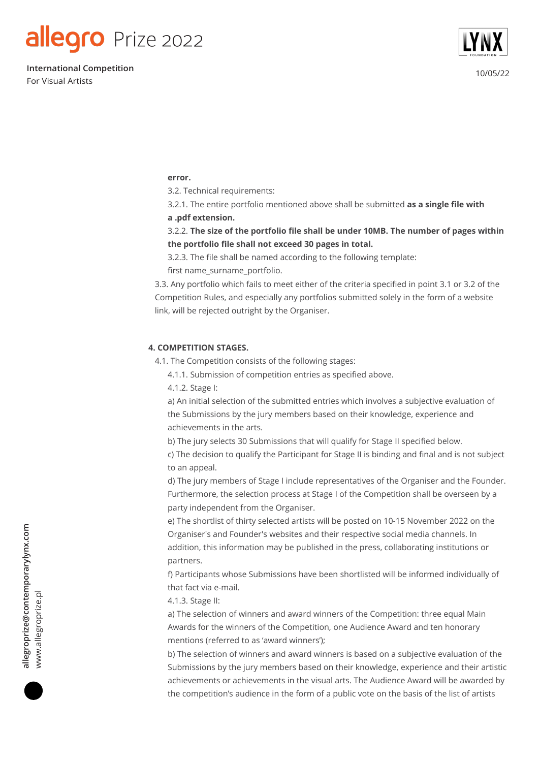**error.**

3.2. Technical requirements:

3.2.1. The entire portfolio mentioned above shall be submitted **as a single file with a .pdf extension.**

3.2.2. **The size of the portfolio file shall be under 10MB. The number of pages within the portfolio file shall not exceed 30 pages in total.**

3.2.3. The file shall be named according to the following template: first name_surname_portfolio.

3.3. Any portfolio which fails to meet either of the criteria specified in point 3.1 or 3.2 of the Competition Rules, and especially any portfolios submitted solely in the form of a website link, will be rejected outright by the Organiser.

**4. COMPETITION STAGES.**

4.1. The Competition consists of the following stages:

4.1.1. Submission of competition entries as specified above.

4.1.2. Stage I:

a) An initial selection of the submitted entries which involves a subjective evaluation of the Submissions by the jury members based on their knowledge, experience and achievements in the arts.

b) The jury selects 30 Submissions that will qualify for Stage II specified below.

c) The decision to qualify the Participant for Stage II is binding and final and is not subject to an appeal.

d) The jury members of Stage I include representatives of the Organiser and the Founder. Furthermore, the selection process at Stage I of the Competition shall be overseen by a party independent from the Organiser.

e) The shortlist of thirty selected artists will be posted on 10-15 November 2022 on the Organiser's and Founder's websites and their respective social media channels. In addition, this information may be published in the press, collaborating institutions or partners.

f) Participants whose Submissions have been shortlisted will be informed individually of that fact via e-mail.

4.1.3. Stage II:

a) The selection of winners and award winners of the Competition: three equal Main Awards for the winners of the Competition, one Audience Award and ten honorary mentions (referred to as 'award winners');

b) The selection of winners and award winners is based on a subjective evaluation of the Submissions by the jury members based on their knowledge, experience and their artistic achievements or achievements in the visual arts. The Audience Award will be awarded by the competition's audience in the form of a public vote on the basis of the list of artists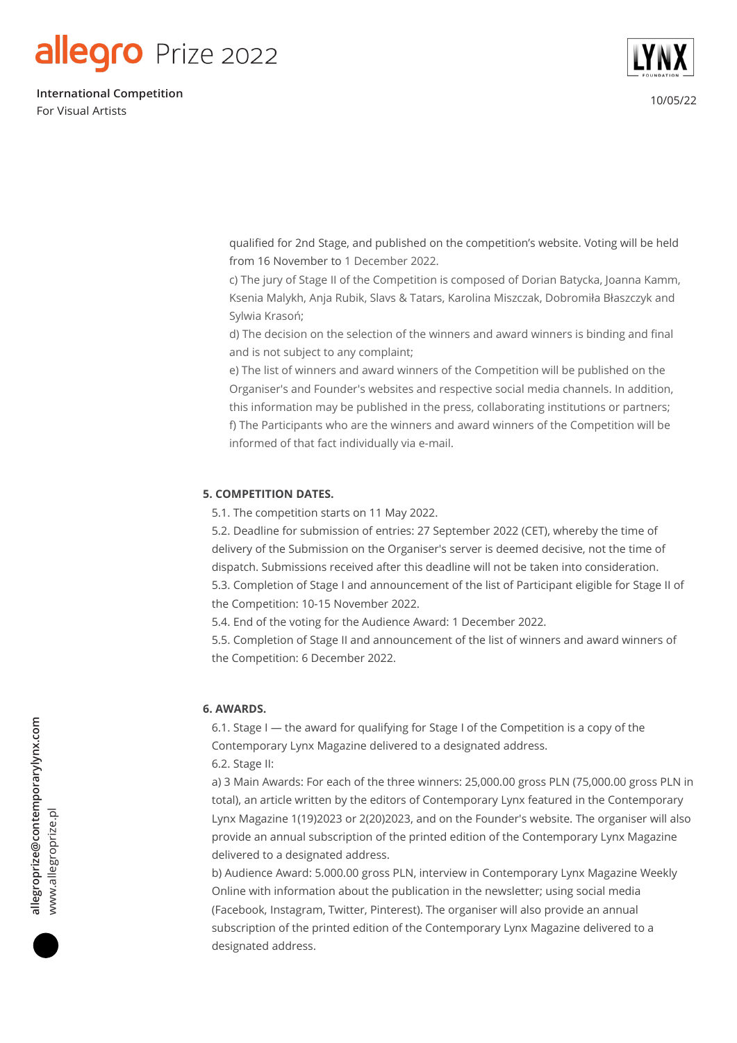qualified for 2nd Stage, and published on the competition's website. Voting will be held from 16 November to 1 December 2022.

c) The jury of Stage II of the Competition is composed of Dorian Batycka, Joanna Kamm, Ksenia Malykh, Anja Rubik, Slavs & Tatars, Karolina Miszczak, Dobromiła Błaszczyk and Sylwia Krasoń;

d) The decision on the selection of the winners and award winners is binding and final and is not subject to any complaint;

e) The list of winners and award winners of the Competition will be published on the Organiser's and Founder's websites and respective social media channels. In addition, this information may be published in the press, collaborating institutions or partners;

f) The Participants who are the winners and award winners of the Competition will be informed of that fact individually via e-mail.

**5. COMPETITION DATES.**

5.1. The competition starts on 11 May 2022.

5.2. Deadline for submission of entries: 27 September 2022 (CET), whereby the time of delivery of the Submission on the Organiser's server is deemed decisive, not the time of dispatch. Submissions received after this deadline will not be taken into consideration.

5.3. Completion of Stage I and announcement of the list of Participant eligible for Stage II of the Competition: 10-15 November 2022.

5.4. End of the voting for the Audience Award: 1 December 2022.

5.5. Completion of Stage II and announcement of the list of winners and award winners of the Competition: 6 December 2022.

**6. AWARDS.**

6.1. Stage I — the award for qualifying for Stage I of the Competition is a copy of the Contemporary Lynx Magazine delivered to a designated address.

6.2. Stage II:

a) 3 Main Awards: For each of the three winners: 25,000.00 gross PLN (75,000.00 gross PLN in total), an article written by the editors of Contemporary Lynx featured in the Contemporary Lynx Magazine 1(19)2023 or 2(20)2023, and on the Founder's website. The organiser will also provide an annual subscription of the printed edition of the Contemporary Lynx Magazine delivered to a designated address.

b) Audience Award: 5.000.00 gross PLN, interview in Contemporary Lynx Magazine Weekly Online with information about the publication in the newsletter; using social media (Facebook, Instagram, Twitter, Pinterest). The organiser will also provide an annual subscription of the printed edition of the Contemporary Lynx Magazine delivered to a designated address.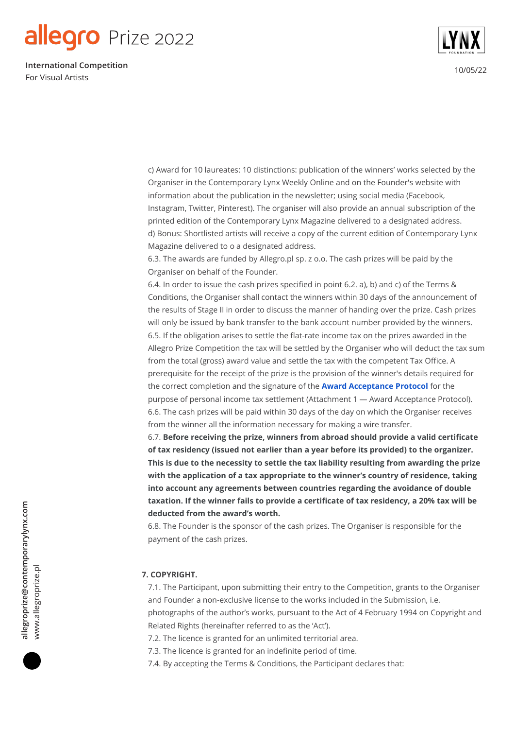c) Award for 10 laureates: 10 distinctions: publication of the winners' works selected by the Organiser in the Contemporary Lynx Weekly Online and on the Founder's website with information about the publication in the newsletter; using social media (Facebook, Instagram, Twitter, Pinterest). The organiser will also provide an annual subscription of the printed edition of the Contemporary Lynx Magazine delivered to a designated address.
d) Bonus: Shortlisted artists will receive a copy of the current edition of Contemporary Lynx Magazine delivered to o a designated address.

6.3. The awards are funded by Allegro.pl sp. z o.o. The cash prizes will be paid by the Organiser on behalf of the Founder.

6.4. In order to issue the cash prizes specified in point 6.2. a), b) and c) of the Terms & Conditions, the Organiser shall contact the winners within 30 days of the announcement of the results of Stage II in order to discuss the manner of handing over the prize. Cash prizes will only be issued by bank transfer to the bank account number provided by the winners.

6.5. If the obligation arises to settle the flat-rate income tax on the prizes awarded in the Allegro Prize Competition the tax will be settled by the Organiser who will deduct the tax sum from the total (gross) award value and settle the tax with the competent Tax Office. A prerequisite for the receipt of the prize is the provision of the winner's details required for the correct completion and the signature of the **Award Acceptance Protocol** for the purpose of personal income tax settlement (Attachment 1 — Award Acceptance Protocol).

6.6. The cash prizes will be paid within 30 days of the day on which the Organiser receives from the winner all the information necessary for making a wire transfer.

6.7. **Before receiving the prize, winners from abroad should provide a valid certificate of tax residency (issued not earlier than a year before its provided) to the organizer. This is due to the necessity to settle the tax liability resulting from awarding the prize with the application of a tax appropriate to the winner's country of residence, taking into account any agreements between countries regarding the avoidance of double taxation. If the winner fails to provide a certificate of tax residency, a 20% tax will be deducted from the award's worth.**

6.8. The Founder is the sponsor of the cash prizes. The Organiser is responsible for the payment of the cash prizes.

**7. COPYRIGHT.**

7.1. The Participant, upon submitting their entry to the Competition, grants to the Organiser and Founder a non-exclusive license to the works included in the Submission, i.e. photographs of the author's works, pursuant to the Act of 4 February 1994 on Copyright and Related Rights (hereinafter referred to as the 'Act').

7.2. The licence is granted for an unlimited territorial area.

7.3. The licence is granted for an indefinite period of time.

7.4. By accepting the Terms & Conditions, the Participant declares that: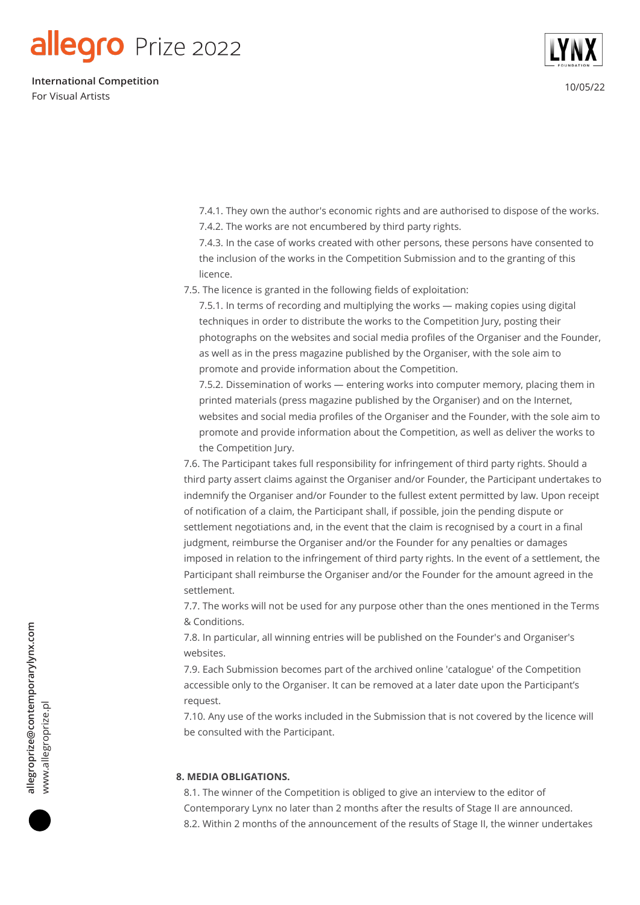7.4.1. They own the author's economic rights and are authorised to dispose of the works.
7.4.2. The works are not encumbered by third party rights.
7.4.3. In the case of works created with other persons, these persons have consented to the inclusion of the works in the Competition Submission and to the granting of this licence.

7.5. The licence is granted in the following fields of exploitation:

7.5.1. In terms of recording and multiplying the works — making copies using digital techniques in order to distribute the works to the Competition Jury, posting their photographs on the websites and social media profiles of the Organiser and the Founder, as well as in the press magazine published by the Organiser, with the sole aim to promote and provide information about the Competition.

7.5.2. Dissemination of works — entering works into computer memory, placing them in printed materials (press magazine published by the Organiser) and on the Internet, websites and social media profiles of the Organiser and the Founder, with the sole aim to promote and provide information about the Competition, as well as deliver the works to the Competition Jury.

7.6. The Participant takes full responsibility for infringement of third party rights. Should a third party assert claims against the Organiser and/or Founder, the Participant undertakes to indemnify the Organiser and/or Founder to the fullest extent permitted by law. Upon receipt of notification of a claim, the Participant shall, if possible, join the pending dispute or settlement negotiations and, in the event that the claim is recognised by a court in a final judgment, reimburse the Organiser and/or the Founder for any penalties or damages imposed in relation to the infringement of third party rights. In the event of a settlement, the Participant shall reimburse the Organiser and/or the Founder for the amount agreed in the settlement.

7.7. The works will not be used for any purpose other than the ones mentioned in the Terms & Conditions.

7.8. In particular, all winning entries will be published on the Founder's and Organiser's websites.

7.9. Each Submission becomes part of the archived online 'catalogue' of the Competition accessible only to the Organiser. It can be removed at a later date upon the Participant's request.

7.10. Any use of the works included in the Submission that is not covered by the licence will be consulted with the Participant.

**8. MEDIA OBLIGATIONS.**

8.1. The winner of the Competition is obliged to give an interview to the editor of Contemporary Lynx no later than 2 months after the results of Stage II are announced.

8.2. Within 2 months of the announcement of the results of Stage II, the winner undertakes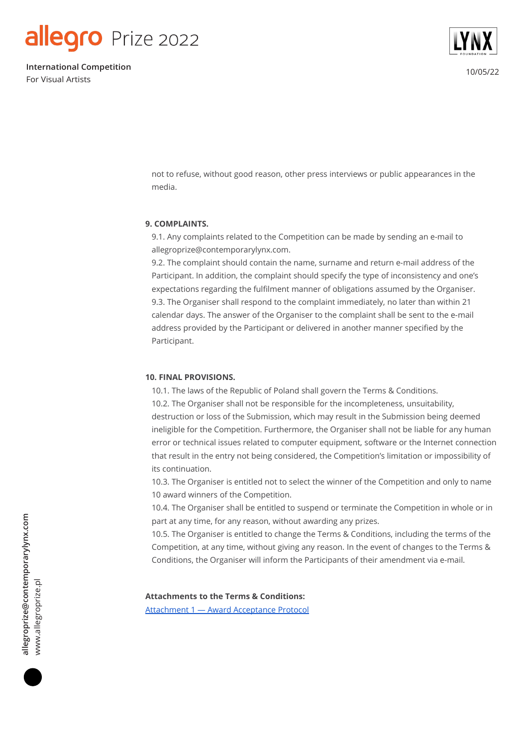not to refuse, without good reason, other press interviews or public appearances in the media.

**9. COMPLAINTS.**

9.1. Any complaints related to the Competition can be made by sending an e-mail to allegroprize@contemporarylynx.com.
9.2. The complaint should contain the name, surname and return e-mail address of the Participant. In addition, the complaint should specify the type of inconsistency and one's expectations regarding the fulfilment manner of obligations assumed by the Organiser.
9.3. The Organiser shall respond to the complaint immediately, no later than within 21 calendar days. The answer of the Organiser to the complaint shall be sent to the e-mail address provided by the Participant or delivered in another manner specified by the Participant.

**10. FINAL PROVISIONS.**

10.1. The laws of the Republic of Poland shall govern the Terms & Conditions.
10.2. The Organiser shall not be responsible for the incompleteness, unsuitability, destruction or loss of the Submission, which may result in the Submission being deemed ineligible for the Competition. Furthermore, the Organiser shall not be liable for any human error or technical issues related to computer equipment, software or the Internet connection that result in the entry not being considered, the Competition's limitation or impossibility of its continuation.
10.3. The Organiser is entitled not to select the winner of the Competition and only to name 10 award winners of the Competition.
10.4. The Organiser shall be entitled to suspend or terminate the Competition in whole or in part at any time, for any reason, without awarding any prizes.
10.5. The Organiser is entitled to change the Terms & Conditions, including the terms of the Competition, at any time, without giving any reason. In the event of changes to the Terms & Conditions, the Organiser will inform the Participants of their amendment via e-mail.

**Attachments to the Terms & Conditions:**

Attachment 1 — Award Acceptance Protocol